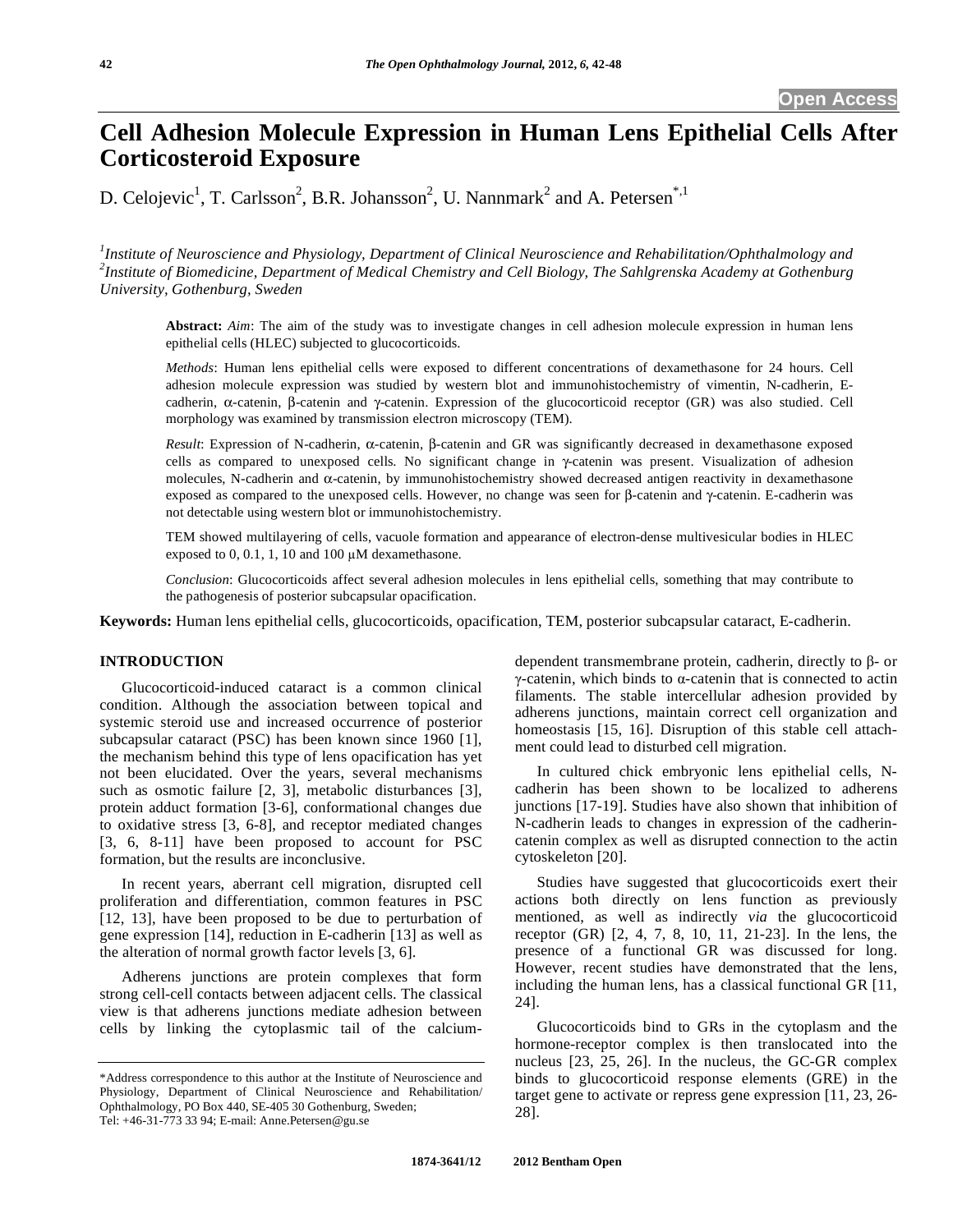Open Access

# Cell Adhesion Molecule Expression in Human Lens Epithelial Cells After Corticosteroid Exposure

D. Celojevic[1], T. Carlsson[2], B.R. Johansson[2], U. Nannmark[2] and A. Petersen[*,1]

[1]Institute of Neuroscience and Physiology, Department of Clinical Neuroscience and Rehabilitation/Ophthalmology and [2]Institute of Biomedicine, Department of Medical Chemistry and Cell Biology, The Sahlgrenska Academy at Gothenburg University, Gothenburg, Sweden

**Abstract:** *Aim*: The aim of the study was to investigate changes in cell adhesion molecule expression in human lens epithelial cells (HLEC) subjected to glucocorticoids.

*Methods*: Human lens epithelial cells were exposed to different concentrations of dexamethasone for 24 hours. Cell adhesion molecule expression was studied by western blot and immunohistochemistry of vimentin, N-cadherin, E-cadherin, α-catenin, β-catenin and γ-catenin. Expression of the glucocorticoid receptor (GR) was also studied. Cell morphology was examined by transmission electron microscopy (TEM).

*Result*: Expression of N-cadherin, α-catenin, β-catenin and GR was significantly decreased in dexamethasone exposed cells as compared to unexposed cells. No significant change in γ-catenin was present. Visualization of adhesion molecules, N-cadherin and α-catenin, by immunohistochemistry showed decreased antigen reactivity in dexamethasone exposed as compared to the unexposed cells. However, no change was seen for β-catenin and γ-catenin. E-cadherin was not detectable using western blot or immunohistochemistry.

TEM showed multilayering of cells, vacuole formation and appearance of electron-dense multivesicular bodies in HLEC exposed to 0, 0.1, 1, 10 and 100 μM dexamethasone.

*Conclusion*: Glucocorticoids affect several adhesion molecules in lens epithelial cells, something that may contribute to the pathogenesis of posterior subcapsular opacification.

**Keywords:** Human lens epithelial cells, glucocorticoids, opacification, TEM, posterior subcapsular cataract, E-cadherin.

## INTRODUCTION

Glucocorticoid-induced cataract is a common clinical condition. Although the association between topical and systemic steroid use and increased occurrence of posterior subcapsular cataract (PSC) has been known since 1960 [1], the mechanism behind this type of lens opacification has yet not been elucidated. Over the years, several mechanisms such as osmotic failure [2, 3], metabolic disturbances [3], protein adduct formation [3-6], conformational changes due to oxidative stress [3, 6-8], and receptor mediated changes [3, 6, 8-11] have been proposed to account for PSC formation, but the results are inconclusive.

In recent years, aberrant cell migration, disrupted cell proliferation and differentiation, common features in PSC [12, 13], have been proposed to be due to perturbation of gene expression [14], reduction in E-cadherin [13] as well as the alteration of normal growth factor levels [3, 6].

Adherens junctions are protein complexes that form strong cell-cell contacts between adjacent cells. The classical view is that adherens junctions mediate adhesion between cells by linking the cytoplasmic tail of the calcium-dependent transmembrane protein, cadherin, directly to β- or γ-catenin, which binds to α-catenin that is connected to actin filaments. The stable intercellular adhesion provided by adherens junctions, maintain correct cell organization and homeostasis [15, 16]. Disruption of this stable cell attachment could lead to disturbed cell migration.

In cultured chick embryonic lens epithelial cells, N-cadherin has been shown to be localized to adherens junctions [17-19]. Studies have also shown that inhibition of N-cadherin leads to changes in expression of the cadherin-catenin complex as well as disrupted connection to the actin cytoskeleton [20].

Studies have suggested that glucocorticoids exert their actions both directly on lens function as previously mentioned, as well as indirectly *via* the glucocorticoid receptor (GR) [2, 4, 7, 8, 10, 11, 21-23]. In the lens, the presence of a functional GR was discussed for long. However, recent studies have demonstrated that the lens, including the human lens, has a classical functional GR [11, 24].

Glucocorticoids bind to GRs in the cytoplasm and the hormone-receptor complex is then translocated into the nucleus [23, 25, 26]. In the nucleus, the GC-GR complex binds to glucocorticoid response elements (GRE) in the target gene to activate or repress gene expression [11, 23, 26-28].

*Address correspondence to this author at the Institute of Neuroscience and Physiology, Department of Clinical Neuroscience and Rehabilitation/ Ophthalmology, PO Box 440, SE-405 30 Gothenburg, Sweden; Tel: +46-31-773 33 94; E-mail: Anne.Petersen@gu.se

1874-3641/12 2012 Bentham Open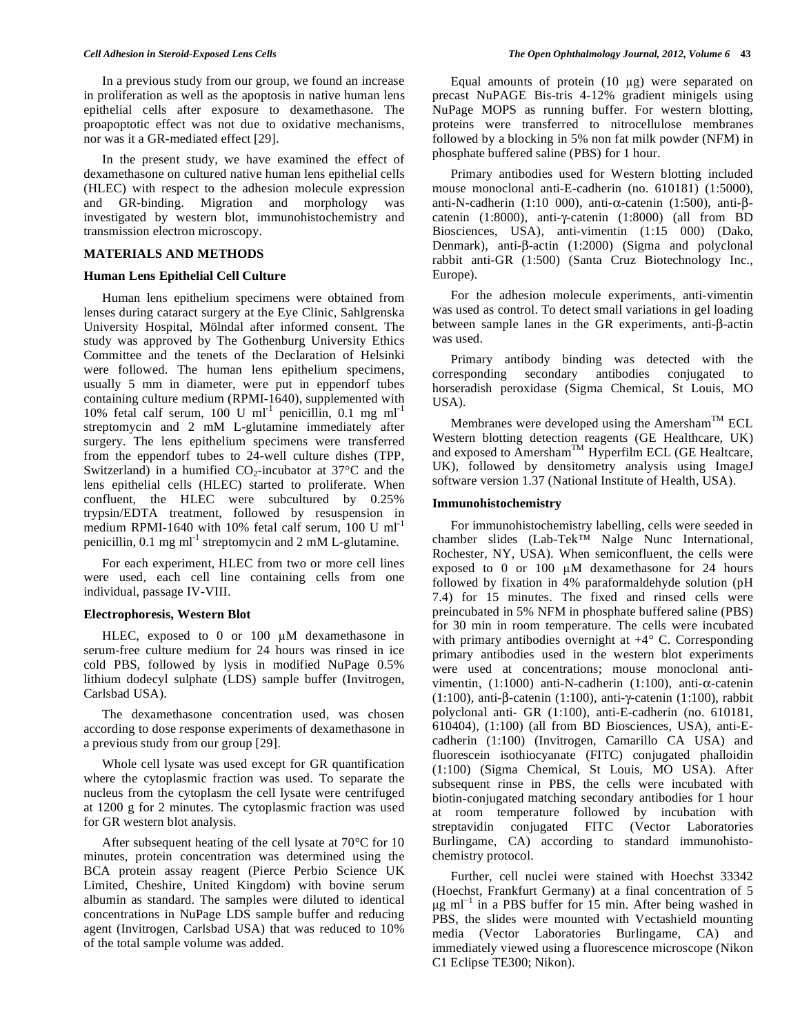In a previous study from our group, we found an increase in proliferation as well as the apoptosis in native human lens epithelial cells after exposure to dexamethasone. The proapoptotic effect was not due to oxidative mechanisms, nor was it a GR-mediated effect [29].

In the present study, we have examined the effect of dexamethasone on cultured native human lens epithelial cells (HLEC) with respect to the adhesion molecule expression and GR-binding. Migration and morphology was investigated by western blot, immunohistochemistry and transmission electron microscopy.

## MATERIALS AND METHODS

### Human Lens Epithelial Cell Culture

Human lens epithelium specimens were obtained from lenses during cataract surgery at the Eye Clinic, Sahlgrenska University Hospital, Mölndal after informed consent. The study was approved by The Gothenburg University Ethics Committee and the tenets of the Declaration of Helsinki were followed. The human lens epithelium specimens, usually 5 mm in diameter, were put in eppendorf tubes containing culture medium (RPMI-1640), supplemented with 10% fetal calf serum, 100 U $ml^{-1}$ penicillin, 0.1 mg $ml^{-1}$ streptomycin and 2 mM L-glutamine immediately after surgery. The lens epithelium specimens were transferred from the eppendorf tubes to 24-well culture dishes (TPP, Switzerland) in a humified $CO_2$-incubator at 37°C and the lens epithelial cells (HLEC) started to proliferate. When confluent, the HLEC were subcultured by 0.25% trypsin/EDTA treatment, followed by resuspension in medium RPMI-1640 with 10% fetal calf serum, 100 U $ml^{-1}$ penicillin, 0.1 mg $ml^{-1}$ streptomycin and 2 mM L-glutamine.

For each experiment, HLEC from two or more cell lines were used, each cell line containing cells from one individual, passage IV-VIII.

### Electrophoresis, Western Blot

HLEC, exposed to 0 or 100 μM dexamethasone in serum-free culture medium for 24 hours was rinsed in ice cold PBS, followed by lysis in modified NuPage 0.5% lithium dodecyl sulphate (LDS) sample buffer (Invitrogen, Carlsbad USA).

The dexamethasone concentration used, was chosen according to dose response experiments of dexamethasone in a previous study from our group [29].

Whole cell lysate was used except for GR quantification where the cytoplasmic fraction was used. To separate the nucleus from the cytoplasm the cell lysate were centrifuged at 1200 g for 2 minutes. The cytoplasmic fraction was used for GR western blot analysis.

After subsequent heating of the cell lysate at 70°C for 10 minutes, protein concentration was determined using the BCA protein assay reagent (Pierce Perbio Science UK Limited, Cheshire, United Kingdom) with bovine serum albumin as standard. The samples were diluted to identical concentrations in NuPage LDS sample buffer and reducing agent (Invitrogen, Carlsbad USA) that was reduced to 10% of the total sample volume was added.

Equal amounts of protein (10 μg) were separated on precast NuPAGE Bis-tris 4-12% gradient minigels using NuPage MOPS as running buffer. For western blotting, proteins were transferred to nitrocellulose membranes followed by a blocking in 5% non fat milk powder (NFM) in phosphate buffered saline (PBS) for 1 hour.

Primary antibodies used for Western blotting included mouse monoclonal anti-E-cadherin (no. 610181) (1:5000), anti-N-cadherin (1:10 000), anti-α-catenin (1:500), anti-β-catenin (1:8000), anti-γ-catenin (1:8000) (all from BD Biosciences, USA), anti-vimentin (1:15 000) (Dako, Denmark), anti-β-actin (1:2000) (Sigma and polyclonal rabbit anti-GR (1:500) (Santa Cruz Biotechnology Inc., Europe).

For the adhesion molecule experiments, anti-vimentin was used as control. To detect small variations in gel loading between sample lanes in the GR experiments, anti-β-actin was used.

Primary antibody binding was detected with the corresponding secondary antibodies conjugated to horseradish peroxidase (Sigma Chemical, St Louis, MO USA).

Membranes were developed using the Amersham™ ECL Western blotting detection reagents (GE Healthcare, UK) and exposed to Amersham™ Hyperfilm ECL (GE Healtcare, UK), followed by densitometry analysis using ImageJ software version 1.37 (National Institute of Health, USA).

### Immunohistochemistry

For immunohistochemistry labelling, cells were seeded in chamber slides (Lab-Tek™ Nalge Nunc International, Rochester, NY, USA). When semiconfluent, the cells were exposed to 0 or 100 μM dexamethasone for 24 hours followed by fixation in 4% paraformaldehyde solution (pH 7.4) for 15 minutes. The fixed and rinsed cells were preincubated in 5% NFM in phosphate buffered saline (PBS) for 30 min in room temperature. The cells were incubated with primary antibodies overnight at +4° C. Corresponding primary antibodies used in the western blot experiments were used at concentrations; mouse monoclonal anti-vimentin, (1:1000) anti-N-cadherin (1:100), anti-α-catenin (1:100), anti-β-catenin (1:100), anti-γ-catenin (1:100), rabbit polyclonal anti- GR (1:100), anti-E-cadherin (no. 610181, 610404), (1:100) (all from BD Biosciences, USA), anti-E-cadherin (1:100) (Invitrogen, Camarillo CA USA) and fluorescein isothiocyanate (FITC) conjugated phalloidin (1:100) (Sigma Chemical, St Louis, MO USA). After subsequent rinse in PBS, the cells were incubated with biotin-conjugated matching secondary antibodies for 1 hour at room temperature followed by incubation with streptavidin conjugated FITC (Vector Laboratories Burlingame, CA) according to standard immunohistochemistry protocol.

Further, cell nuclei were stained with Hoechst 33342 (Hoechst, Frankfurt Germany) at a final concentration of 5 μg $ml^{-1}$ in a PBS buffer for 15 min. After being washed in PBS, the slides were mounted with Vectashield mounting media (Vector Laboratories Burlingame, CA) and immediately viewed using a fluorescence microscope (Nikon C1 Eclipse TE300; Nikon).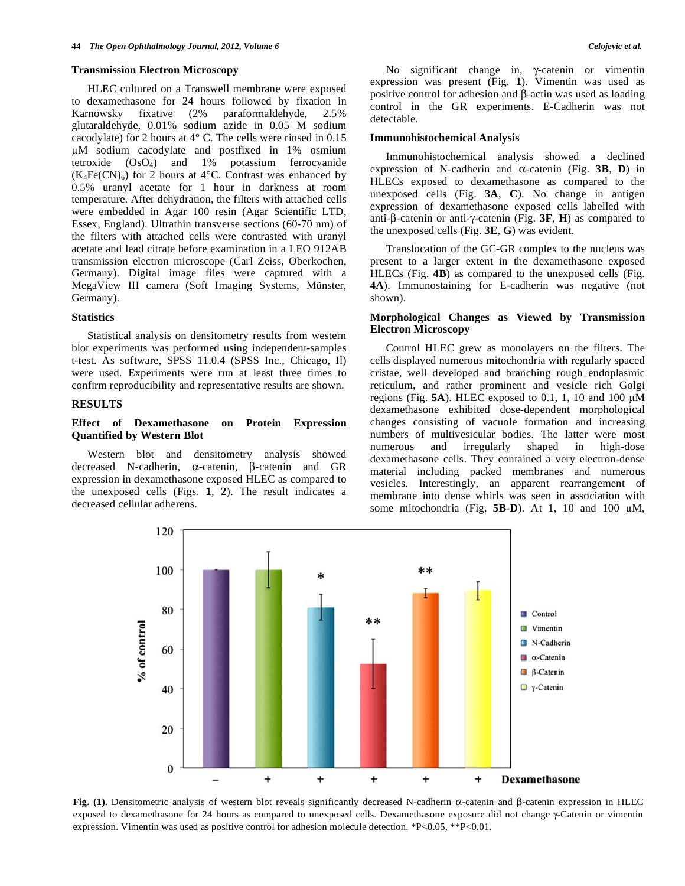### Transmission Electron Microscopy

HLEC cultured on a Transwell membrane were exposed to dexamethasone for 24 hours followed by fixation in Karnowsky fixative (2% paraformaldehyde, 2.5% glutaraldehyde, 0.01% sodium azide in 0.05 M sodium cacodylate) for 2 hours at 4° C. The cells were rinsed in 0.15 µM sodium cacodylate and postfixed in 1% osmium tetroxide ($OsO_4$) and 1% potassium ferrocyanide ($K_4Fe(CN)_6$) for 2 hours at 4°C. Contrast was enhanced by 0.5% uranyl acetate for 1 hour in darkness at room temperature. After dehydration, the filters with attached cells were embedded in Agar 100 resin (Agar Scientific LTD, Essex, England). Ultrathin transverse sections (60-70 nm) of the filters with attached cells were contrasted with uranyl acetate and lead citrate before examination in a LEO 912AB transmission electron microscope (Carl Zeiss, Oberkochen, Germany). Digital image files were captured with a MegaView III camera (Soft Imaging Systems, Münster, Germany).

### Statistics

Statistical analysis on densitometry results from western blot experiments was performed using independent-samples t-test. As software, SPSS 11.0.4 (SPSS Inc., Chicago, Il) were used. Experiments were run at least three times to confirm reproducibility and representative results are shown.

## RESULTS

### Effect of Dexamethasone on Protein Expression Quantified by Western Blot

Western blot and densitometry analysis showed decreased N-cadherin, α-catenin, β-catenin and GR expression in dexamethasone exposed HLEC as compared to the unexposed cells (Figs. **1**, **2**). The result indicates a decreased cellular adherens.

No significant change in, γ-catenin or vimentin expression was present (Fig. **1**). Vimentin was used as positive control for adhesion and β-actin was used as loading control in the GR experiments. E-Cadherin was not detectable.

### Immunohistochemical Analysis

Immunohistochemical analysis showed a declined expression of N-cadherin and α-catenin (Fig. **3B**, **D**) in HLECs exposed to dexamethasone as compared to the unexposed cells (Fig. **3A**, **C**). No change in antigen expression of dexamethasone exposed cells labelled with anti-β-catenin or anti-γ-catenin (Fig. **3F**, **H**) as compared to the unexposed cells (Fig. **3E**, **G**) was evident.

Translocation of the GC-GR complex to the nucleus was present to a larger extent in the dexamethasone exposed HLECs (Fig. **4B**) as compared to the unexposed cells (Fig. **4A**). Immunostaining for E-cadherin was negative (not shown).

### Morphological Changes as Viewed by Transmission Electron Microscopy

Control HLEC grew as monolayers on the filters. The cells displayed numerous mitochondria with regularly spaced cristae, well developed and branching rough endoplasmic reticulum, and rather prominent and vesicle rich Golgi regions (Fig. **5A**). HLEC exposed to 0.1, 1, 10 and 100 µM dexamethasone exhibited dose-dependent morphological changes consisting of vacuole formation and increasing numbers of multivesicular bodies. The latter were most numerous and irregularly shaped in high-dose dexamethasone cells. They contained a very electron-dense material including packed membranes and numerous vesicles. Interestingly, an apparent rearrangement of membrane into dense whirls was seen in association with some mitochondria (Fig. **5B-D**). At 1, 10 and 100 µM,

**Fig. (1).** Densitometric analysis of western blot reveals significantly decreased N-cadherin α-catenin and β-catenin expression in HLEC exposed to dexamethasone for 24 hours as compared to unexposed cells. Dexamethasone exposure did not change γ-Catenin or vimentin expression. Vimentin was used as positive control for adhesion molecule detection. *P<0.05, **P<0.01.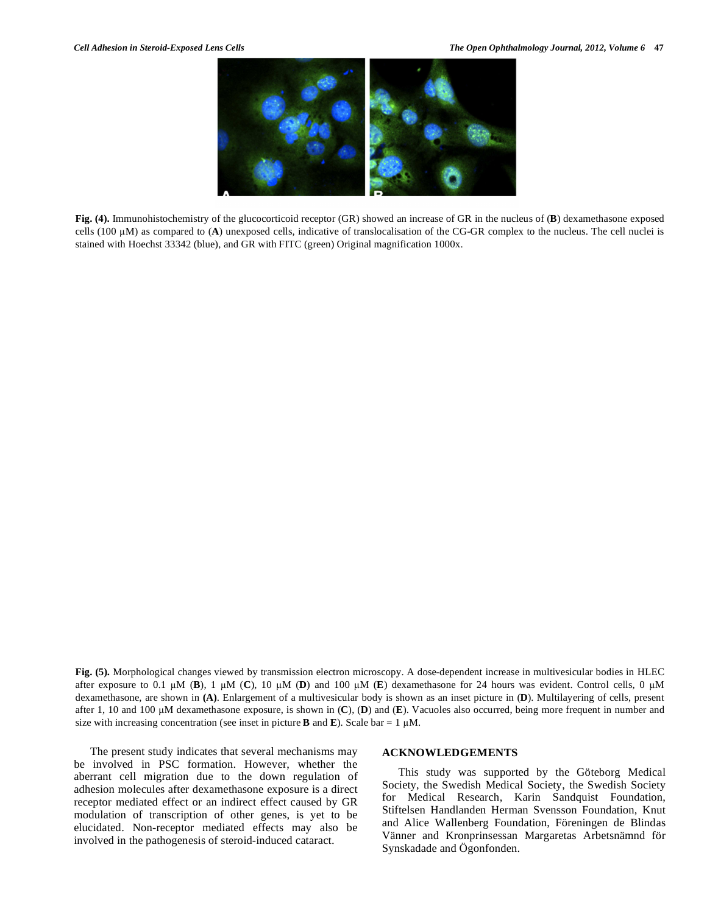**Fig. (4).** Immunohistochemistry of the glucocorticoid receptor (GR) showed an increase of GR in the nucleus of (**B**) dexamethasone exposed cells (100 μM) as compared to (**A**) unexposed cells, indicative of translocalisation of the CG-GR complex to the nucleus. The cell nuclei is stained with Hoechst 33342 (blue), and GR with FITC (green) Original magnification 1000x.

**Fig. (5).** Morphological changes viewed by transmission electron microscopy. A dose-dependent increase in multivesicular bodies in HLEC after exposure to 0.1 μM (**B**), 1 μM (**C**), 10 μM (**D**) and 100 μM (**E**) dexamethasone for 24 hours was evident. Control cells, 0 μM dexamethasone, are shown in **(A)**. Enlargement of a multivesicular body is shown as an inset picture in (**D**). Multilayering of cells, present after 1, 10 and 100 μM dexamethasone exposure, is shown in (**C**), (**D**) and (**E**). Vacuoles also occurred, being more frequent in number and size with increasing concentration (see inset in picture **B** and **E**). Scale bar = 1 μM.

The present study indicates that several mechanisms may be involved in PSC formation. However, whether the aberrant cell migration due to the down regulation of adhesion molecules after dexamethasone exposure is a direct receptor mediated effect or an indirect effect caused by GR modulation of transcription of other genes, is yet to be elucidated. Non-receptor mediated effects may also be involved in the pathogenesis of steroid-induced cataract.

## ACKNOWLEDGEMENTS

This study was supported by the Göteborg Medical Society, the Swedish Medical Society, the Swedish Society for Medical Research, Karin Sandquist Foundation, Stiftelsen Handlanden Herman Svensson Foundation, Knut and Alice Wallenberg Foundation, Föreningen de Blindas Vänner and Kronprinsessan Margaretas Arbetsnämnd för Synskadade and Ögonfonden.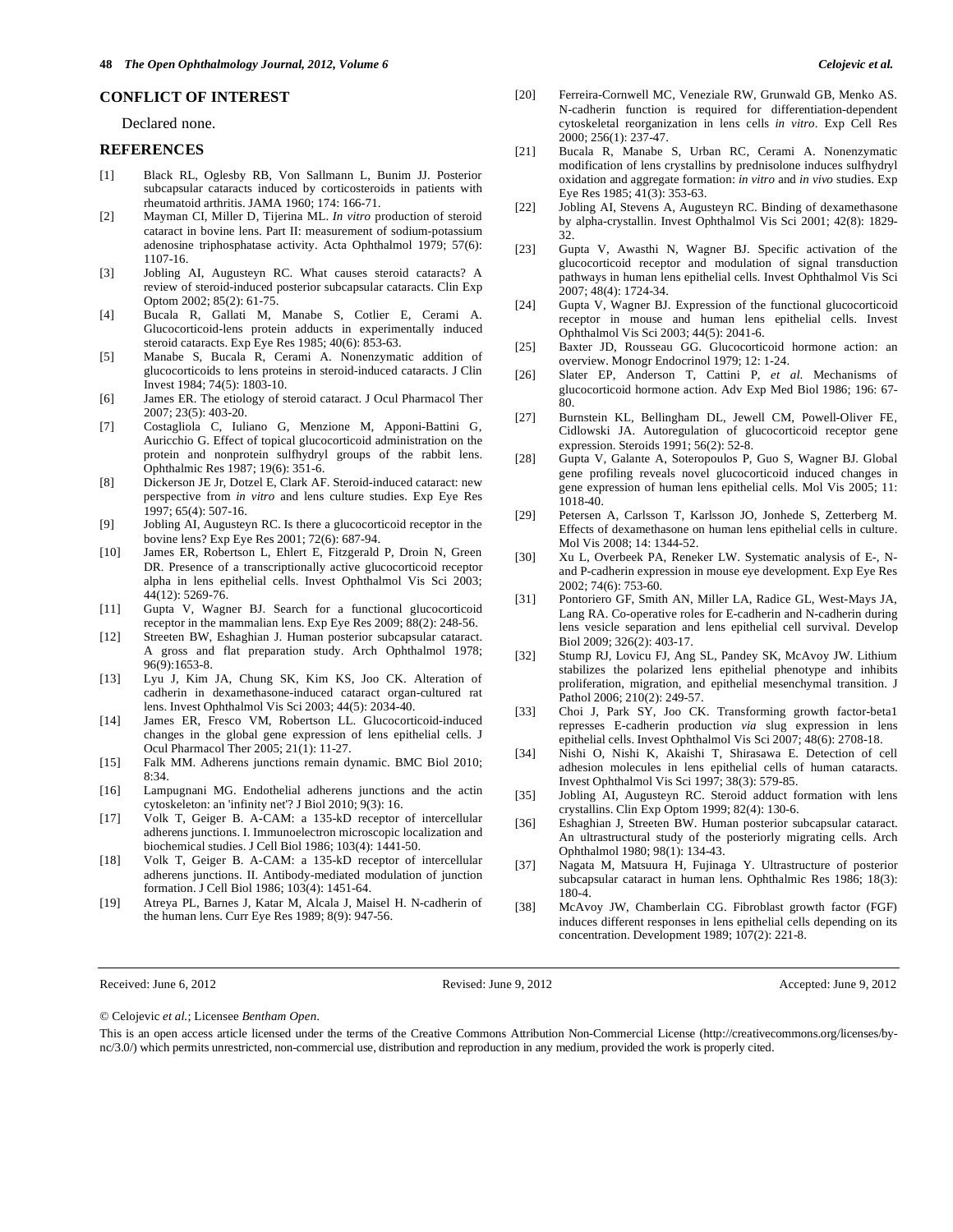## CONFLICT OF INTEREST

Declared none.

## REFERENCES

[1] Black RL, Oglesby RB, Von Sallmann L, Bunim JJ. Posterior subcapsular cataracts induced by corticosteroids in patients with rheumatoid arthritis. JAMA 1960; 174: 166-71.

[2] Mayman CI, Miller D, Tijerina ML. *In vitro* production of steroid cataract in bovine lens. Part II: measurement of sodium-potassium adenosine triphosphatase activity. Acta Ophthalmol 1979; 57(6): 1107-16.

[3] Jobling AI, Augusteyn RC. What causes steroid cataracts? A review of steroid-induced posterior subcapsular cataracts. Clin Exp Optom 2002; 85(2): 61-75.

[4] Bucala R, Gallati M, Manabe S, Cotlier E, Cerami A. Glucocorticoid-lens protein adducts in experimentally induced steroid cataracts. Exp Eye Res 1985; 40(6): 853-63.

[5] Manabe S, Bucala R, Cerami A. Nonenzymatic addition of glucocorticoids to lens proteins in steroid-induced cataracts. J Clin Invest 1984; 74(5): 1803-10.

[6] James ER. The etiology of steroid cataract. J Ocul Pharmacol Ther 2007; 23(5): 403-20.

[7] Costagliola C, Iuliano G, Menzione M, Apponi-Battini G, Auricchio G. Effect of topical glucocorticoid administration on the protein and nonprotein sulfhydryl groups of the rabbit lens. Ophthalmic Res 1987; 19(6): 351-6.

[8] Dickerson JE Jr, Dotzel E, Clark AF. Steroid-induced cataract: new perspective from *in vitro* and lens culture studies. Exp Eye Res 1997; 65(4): 507-16.

[9] Jobling AI, Augusteyn RC. Is there a glucocorticoid receptor in the bovine lens? Exp Eye Res 2001; 72(6): 687-94.

[10] James ER, Robertson L, Ehlert E, Fitzgerald P, Droin N, Green DR. Presence of a transcriptionally active glucocorticoid receptor alpha in lens epithelial cells. Invest Ophthalmol Vis Sci 2003; 44(12): 5269-76.

[11] Gupta V, Wagner BJ. Search for a functional glucocorticoid receptor in the mammalian lens. Exp Eye Res 2009; 88(2): 248-56.

[12] Streeten BW, Eshaghian J. Human posterior subcapsular cataract. A gross and flat preparation study. Arch Ophthalmol 1978; 96(9):1653-8.

[13] Lyu J, Kim JA, Chung SK, Kim KS, Joo CK. Alteration of cadherin in dexamethasone-induced cataract organ-cultured rat lens. Invest Ophthalmol Vis Sci 2003; 44(5): 2034-40.

[14] James ER, Fresco VM, Robertson LL. Glucocorticoid-induced changes in the global gene expression of lens epithelial cells. J Ocul Pharmacol Ther 2005; 21(1): 11-27.

[15] Falk MM. Adherens junctions remain dynamic. BMC Biol 2010; 8:34.

[16] Lampugnani MG. Endothelial adherens junctions and the actin cytoskeleton: an 'infinity net'? J Biol 2010; 9(3): 16.

[17] Volk T, Geiger B. A-CAM: a 135-kD receptor of intercellular adherens junctions. I. Immunoelectron microscopic localization and biochemical studies. J Cell Biol 1986; 103(4): 1441-50.

[18] Volk T, Geiger B. A-CAM: a 135-kD receptor of intercellular adherens junctions. II. Antibody-mediated modulation of junction formation. J Cell Biol 1986; 103(4): 1451-64.

[19] Atreya PL, Barnes J, Katar M, Alcala J, Maisel H. N-cadherin of the human lens. Curr Eye Res 1989; 8(9): 947-56.

[20] Ferreira-Cornwell MC, Veneziale RW, Grunwald GB, Menko AS. N-cadherin function is required for differentiation-dependent cytoskeletal reorganization in lens cells *in vitro*. Exp Cell Res 2000; 256(1): 237-47.

[21] Bucala R, Manabe S, Urban RC, Cerami A. Nonenzymatic modification of lens crystallins by prednisolone induces sulfhydryl oxidation and aggregate formation: *in vitro* and *in vivo* studies. Exp Eye Res 1985; 41(3): 353-63.

[22] Jobling AI, Stevens A, Augusteyn RC. Binding of dexamethasone by alpha-crystallin. Invest Ophthalmol Vis Sci 2001; 42(8): 1829-32.

[23] Gupta V, Awasthi N, Wagner BJ. Specific activation of the glucocorticoid receptor and modulation of signal transduction pathways in human lens epithelial cells. Invest Ophthalmol Vis Sci 2007; 48(4): 1724-34.

[24] Gupta V, Wagner BJ. Expression of the functional glucocorticoid receptor in mouse and human lens epithelial cells. Invest Ophthalmol Vis Sci 2003; 44(5): 2041-6.

[25] Baxter JD, Rousseau GG. Glucocorticoid hormone action: an overview. Monogr Endocrinol 1979; 12: 1-24.

[26] Slater EP, Anderson T, Cattini P, *et al.* Mechanisms of glucocorticoid hormone action. Adv Exp Med Biol 1986; 196: 67-80.

[27] Burnstein KL, Bellingham DL, Jewell CM, Powell-Oliver FE, Cidlowski JA. Autoregulation of glucocorticoid receptor gene expression. Steroids 1991; 56(2): 52-8.

[28] Gupta V, Galante A, Soteropoulos P, Guo S, Wagner BJ. Global gene profiling reveals novel glucocorticoid induced changes in gene expression of human lens epithelial cells. Mol Vis 2005; 11: 1018-40.

[29] Petersen A, Carlsson T, Karlsson JO, Jonhede S, Zetterberg M. Effects of dexamethasone on human lens epithelial cells in culture. Mol Vis 2008; 14: 1344-52.

[30] Xu L, Overbeek PA, Reneker LW. Systematic analysis of E-, N- and P-cadherin expression in mouse eye development. Exp Eye Res 2002; 74(6): 753-60.

[31] Pontoriero GF, Smith AN, Miller LA, Radice GL, West-Mays JA, Lang RA. Co-operative roles for E-cadherin and N-cadherin during lens vesicle separation and lens epithelial cell survival. Develop Biol 2009; 326(2): 403-17.

[32] Stump RJ, Lovicu FJ, Ang SL, Pandey SK, McAvoy JW. Lithium stabilizes the polarized lens epithelial phenotype and inhibits proliferation, migration, and epithelial mesenchymal transition. J Pathol 2006; 210(2): 249-57.

[33] Choi J, Park SY, Joo CK. Transforming growth factor-beta1 represses E-cadherin production *via* slug expression in lens epithelial cells. Invest Ophthalmol Vis Sci 2007; 48(6): 2708-18.

[34] Nishi O, Nishi K, Akaishi T, Shirasawa E. Detection of cell adhesion molecules in lens epithelial cells of human cataracts. Invest Ophthalmol Vis Sci 1997; 38(3): 579-85.

[35] Jobling AI, Augusteyn RC. Steroid adduct formation with lens crystallins. Clin Exp Optom 1999; 82(4): 130-6.

[36] Eshaghian J, Streeten BW. Human posterior subcapsular cataract. An ultrastructural study of the posteriorly migrating cells. Arch Ophthalmol 1980; 98(1): 134-43.

[37] Nagata M, Matsuura H, Fujinaga Y. Ultrastructure of posterior subcapsular cataract in human lens. Ophthalmic Res 1986; 18(3): 180-4.

[38] McAvoy JW, Chamberlain CG. Fibroblast growth factor (FGF) induces different responses in lens epithelial cells depending on its concentration. Development 1989; 107(2): 221-8.

Received: June 6, 2012 Revised: June 9, 2012 Accepted: June 9, 2012

© Celojevic *et al.*; Licensee *Bentham Open*.

This is an open access article licensed under the terms of the Creative Commons Attribution Non-Commercial License (http://creativecommons.org/licenses/by-nc/3.0/) which permits unrestricted, non-commercial use, distribution and reproduction in any medium, provided the work is properly cited.